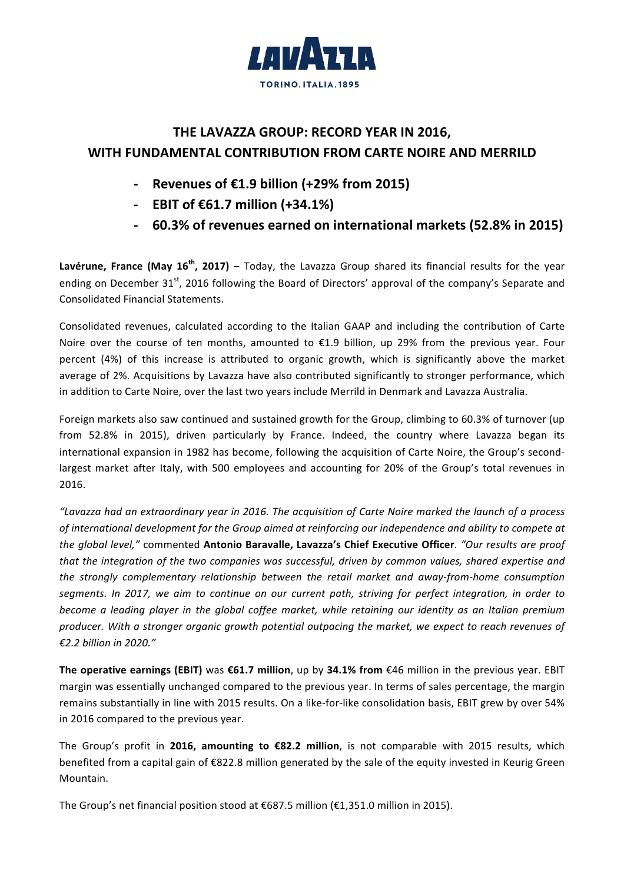# THE LAVAZZA GROUP: RECORD YEAR IN 2016, WITH FUNDAMENTAL CONTRIBUTION FROM CARTE NOIRE AND MERRILD

- **Revenues of €1.9 billion (+29% from 2015)**
- **EBIT of €61.7 million (+34.1%)**
- **60.3% of revenues earned on international markets (52.8% in 2015)**

**Lavérune, France (May 16th, 2017)** – Today, the Lavazza Group shared its financial results for the year ending on December 31st, 2016 following the Board of Directors' approval of the company's Separate and Consolidated Financial Statements.

Consolidated revenues, calculated according to the Italian GAAP and including the contribution of Carte Noire over the course of ten months, amounted to €1.9 billion, up 29% from the previous year. Four percent (4%) of this increase is attributed to organic growth, which is significantly above the market average of 2%. Acquisitions by Lavazza have also contributed significantly to stronger performance, which in addition to Carte Noire, over the last two years include Merrild in Denmark and Lavazza Australia.

Foreign markets also saw continued and sustained growth for the Group, climbing to 60.3% of turnover (up from 52.8% in 2015), driven particularly by France. Indeed, the country where Lavazza began its international expansion in 1982 has become, following the acquisition of Carte Noire, the Group's second-largest market after Italy, with 500 employees and accounting for 20% of the Group's total revenues in 2016.

*"Lavazza had an extraordinary year in 2016. The acquisition of Carte Noire marked the launch of a process of international development for the Group aimed at reinforcing our independence and ability to compete at the global level,"* commented **Antonio Baravalle, Lavazza's Chief Executive Officer**. *"Our results are proof that the integration of the two companies was successful, driven by common values, shared expertise and the strongly complementary relationship between the retail market and away-from-home consumption segments. In 2017, we aim to continue on our current path, striving for perfect integration, in order to become a leading player in the global coffee market, while retaining our identity as an Italian premium producer. With a stronger organic growth potential outpacing the market, we expect to reach revenues of €2.2 billion in 2020."*

**The operative earnings (EBIT)** was **€61.7 million**, up by **34.1% from** €46 million in the previous year. EBIT margin was essentially unchanged compared to the previous year. In terms of sales percentage, the margin remains substantially in line with 2015 results. On a like-for-like consolidation basis, EBIT grew by over 54% in 2016 compared to the previous year.

The Group's profit in **2016, amounting to €82.2 million**, is not comparable with 2015 results, which benefited from a capital gain of €822.8 million generated by the sale of the equity invested in Keurig Green Mountain.

The Group's net financial position stood at €687.5 million (€1,351.0 million in 2015).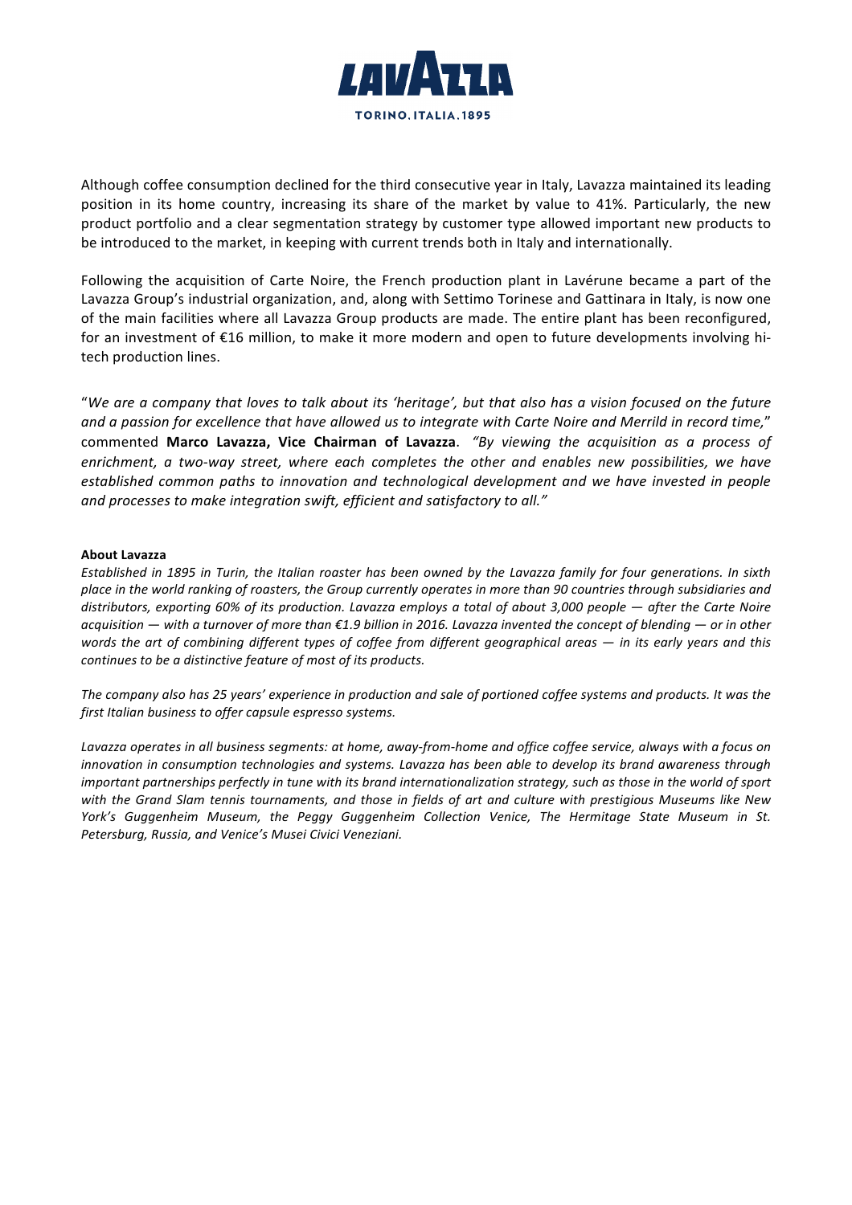Although coffee consumption declined for the third consecutive year in Italy, Lavazza maintained its leading position in its home country, increasing its share of the market by value to 41%. Particularly, the new product portfolio and a clear segmentation strategy by customer type allowed important new products to be introduced to the market, in keeping with current trends both in Italy and internationally.

Following the acquisition of Carte Noire, the French production plant in Lavérune became a part of the Lavazza Group's industrial organization, and, along with Settimo Torinese and Gattinara in Italy, is now one of the main facilities where all Lavazza Group products are made. The entire plant has been reconfigured, for an investment of €16 million, to make it more modern and open to future developments involving hi-tech production lines.

"*We are a company that loves to talk about its 'heritage', but that also has a vision focused on the future and a passion for excellence that have allowed us to integrate with Carte Noire and Merrild in record time,*" commented **Marco Lavazza, Vice Chairman of Lavazza**. *"By viewing the acquisition as a process of enrichment, a two-way street, where each completes the other and enables new possibilities, we have established common paths to innovation and technological development and we have invested in people and processes to make integration swift, efficient and satisfactory to all."*

**About Lavazza**

*Established in 1895 in Turin, the Italian roaster has been owned by the Lavazza family for four generations. In sixth place in the world ranking of roasters, the Group currently operates in more than 90 countries through subsidiaries and distributors, exporting 60% of its production. Lavazza employs a total of about 3,000 people — after the Carte Noire acquisition — with a turnover of more than €1.9 billion in 2016. Lavazza invented the concept of blending — or in other words the art of combining different types of coffee from different geographical areas — in its early years and this continues to be a distinctive feature of most of its products.*

*The company also has 25 years' experience in production and sale of portioned coffee systems and products. It was the first Italian business to offer capsule espresso systems.*

*Lavazza operates in all business segments: at home, away-from-home and office coffee service, always with a focus on innovation in consumption technologies and systems. Lavazza has been able to develop its brand awareness through important partnerships perfectly in tune with its brand internationalization strategy, such as those in the world of sport with the Grand Slam tennis tournaments, and those in fields of art and culture with prestigious Museums like New York's Guggenheim Museum, the Peggy Guggenheim Collection Venice, The Hermitage State Museum in St. Petersburg, Russia, and Venice's Musei Civici Veneziani.*